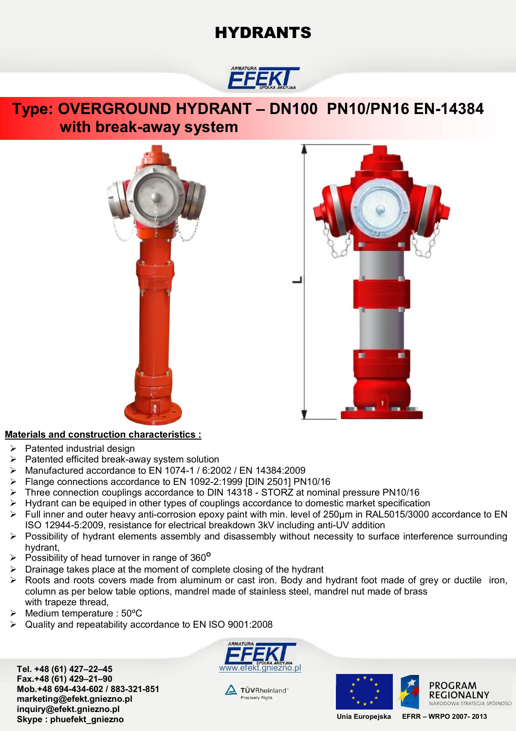# HYDRANTS

## Type: OVERGROUND HYDRANT – DN100 PN10/PN16 EN-14384 with break-away system

L

**Materials and construction characteristics :**

- Patented industrial design
- Patented efficited break-away system solution
- Manufactured accordance to EN 1074-1 / 6:2002 / EN 14384:2009
- Flange connections accordance to EN 1092-2:1999 [DIN 2501] PN10/16
- Three connection couplings accordance to DIN 14318 - STORZ at nominal pressure PN10/16
- Hydrant can be equiped in other types of couplings accordance to domestic market specification
- Full inner and outer heavy anti-corrosion epoxy paint with min. level of 250μm in RAL5015/3000 accordance to EN ISO 12944-5:2009, resistance for electrical breakdown 3kV including anti-UV addition
- Possibility of hydrant elements assembly and disassembly without necessity to surface interference surrounding hydrant,
- Possibility of head turnover in range of 360$^{o}$
- Drainage takes place at the moment of complete closing of the hydrant
- Roots and roots covers made from aluminum or cast iron. Body and hydrant foot made of grey or ductile iron, column as per below table options, mandrel made of stainless steel, mandrel nut made of brass with trapeze thread,
- Medium temperature : 50ºC
- Quality and repeatability accordance to EN ISO 9001:2008

**Tel. +48 (61) 427–22–45**
**Fax.+48 (61) 429–21–90**
**Mob.+48 694-434-602 / 883-321-851**
**marketing@efekt.gniezno.pl**
**inquiry@efekt.gniezno.pl**
**Skype : phuefekt_gniezno**

www.efekt.gniezno.pl

TÜVRheinland Precisely Right.

PROGRAM REGIONALNY NARODOWA STRATEGIA SPÓJNOŚCI

Unia Europejska EFRR – WRPO 2007- 2013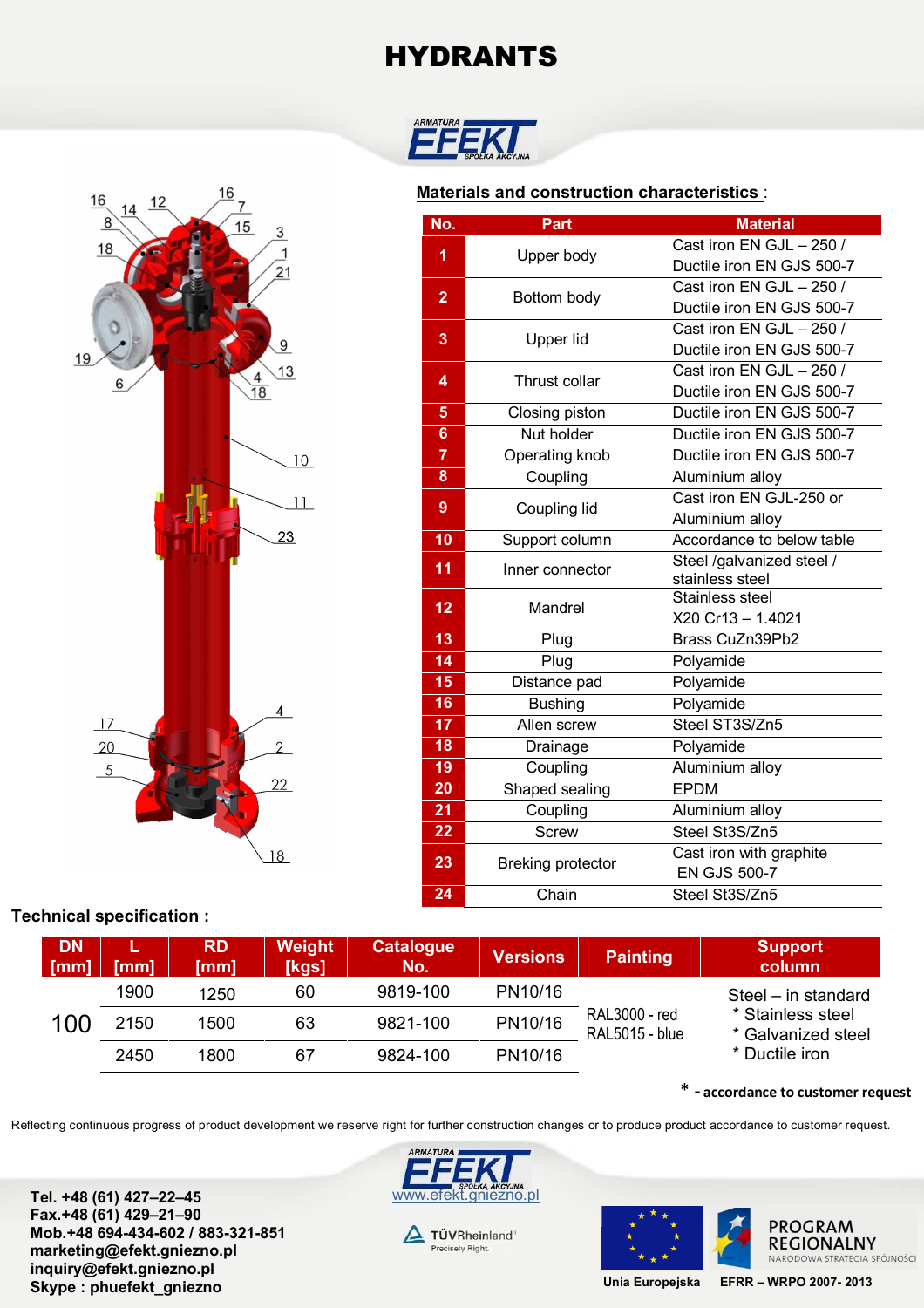# HYDRANTS

ARMATURA EFEKT SPÓŁKA AKCYJNA

**Materials and construction characteristics** :

| No. | Part | Material |
|---|---|---|
| 1 | Upper body | Cast iron EN GJL – 250 / Ductile iron EN GJS 500-7 |
| 2 | Bottom body | Cast iron EN GJL – 250 / Ductile iron EN GJS 500-7 |
| 3 | Upper lid | Cast iron EN GJL – 250 / Ductile iron EN GJS 500-7 |
| 4 | Thrust collar | Cast iron EN GJL – 250 / Ductile iron EN GJS 500-7 |
| 5 | Closing piston | Ductile iron EN GJS 500-7 |
| 6 | Nut holder | Ductile iron EN GJS 500-7 |
| 7 | Operating knob | Ductile iron EN GJS 500-7 |
| 8 | Coupling | Aluminium alloy |
| 9 | Coupling lid | Cast iron EN GJL-250 or Aluminium alloy |
| 10 | Support column | Accordance to below table |
| 11 | Inner connector | Steel /galvanized steel / stainless steel |
| 12 | Mandrel | Stainless steel X20 Cr13 – 1.4021 |
| 13 | Plug | Brass CuZn39Pb2 |
| 14 | Plug | Polyamide |
| 15 | Distance pad | Polyamide |
| 16 | Bushing | Polyamide |
| 17 | Allen screw | Steel ST3S/Zn5 |
| 18 | Drainage | Polyamide |
| 19 | Coupling | Aluminium alloy |
| 20 | Shaped sealing | EPDM |
| 21 | Coupling | Aluminium alloy |
| 22 | Screw | Steel St3S/Zn5 |
| 23 | Breking protector | Cast iron with graphite EN GJS 500-7 |
| 24 | Chain | Steel St3S/Zn5 |

16 14 12 16 7 8 15 3 18 1 21 19 9 13 6 4 18 10 11 23 17 4 20 2 5 22 18

**Technical specification :**

| DN [mm] | L [mm] | RD [mm] | Weight [kgs] | Catalogue No. | Versions | Painting | Support column |
|---|---|---|---|---|---|---|---|
| 100 | 1900 | 1250 | 60 | 9819-100 | PN10/16 | RAL3000 - red RAL5015 - blue | Steel – in standard * Stainless steel * Galvanized steel * Ductile iron |
| | 2150 | 1500 | 63 | 9821-100 | PN10/16 | | |
| | 2450 | 1800 | 67 | 9824-100 | PN10/16 | | |

\* - **accordance to customer request**

Reflecting continuous progress of product development we reserve right for further construction changes or to produce product accordance to customer request.

**Tel. +48 (61) 427–22–45**
**Fax.+48 (61) 429–21–90**
**Mob.+48 694-434-602 / 883-321-851**
**marketing@efekt.gniezno.pl**
**inquiry@efekt.gniezno.pl**
**Skype : phuefekt_gniezno**

ARMATURA EFEKT SPÓŁKA AKCYJNA
www.efekt.gniezno.pl

TÜVRheinland Precisely Right.

Unia Europejska

PROGRAM REGIONALNY NARODOWA STRATEGIA SPÓJNOŚCI

EFRR – WRPO 2007- 2013